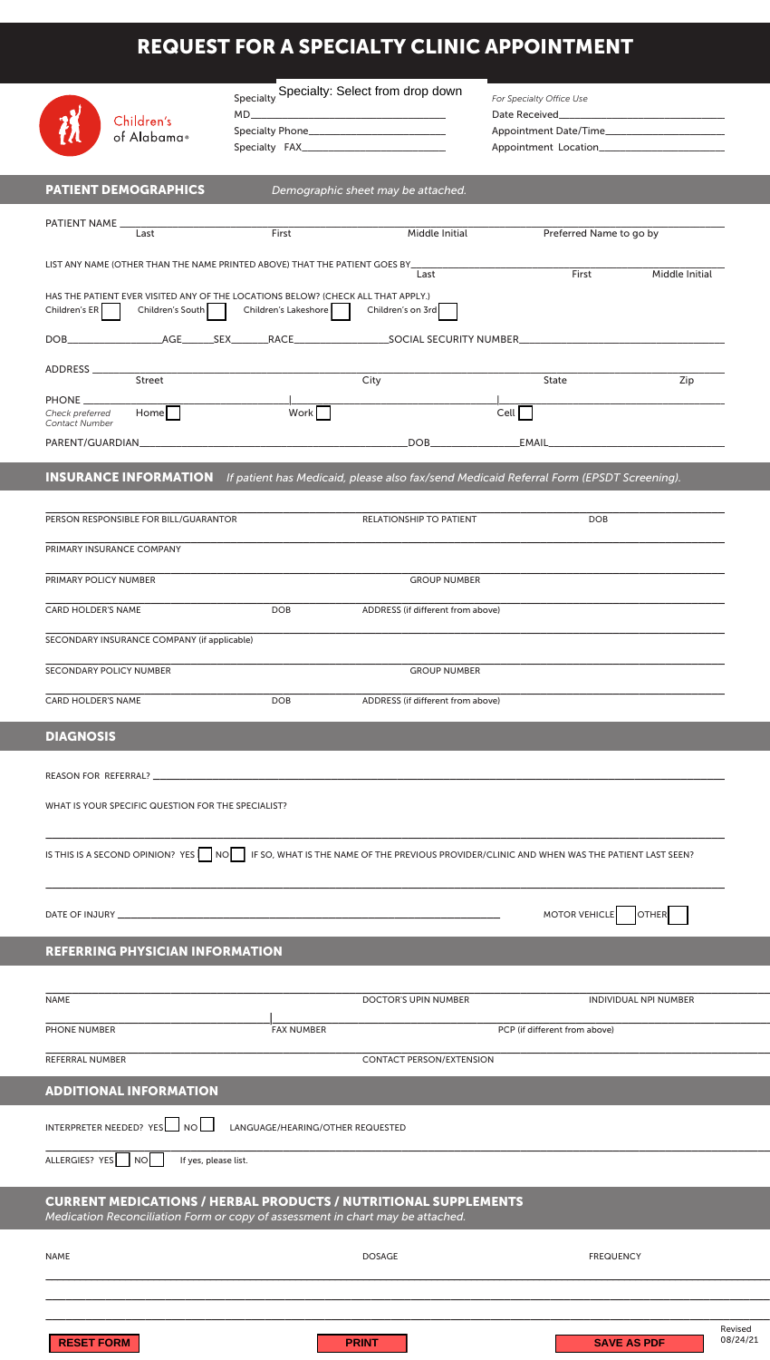# REQUEST FOR A SPECIALTY CLINIC APPOINTMENT

Children's of Alabama®

Specialty Specialty: Select from drop down
MD________________________________
Specialty Phone____________________
Specialty FAX______________________

*For Specialty Office Use*
Date Received______________________
Appointment Date/Time______________
Appointment Location_______________

## PATIENT DEMOGRAPHICS

*Demographic sheet may be attached.*

PATIENT NAME ____________________________________________________________
Last | First | Middle Initial | Preferred Name to go by

LIST ANY NAME (OTHER THAN THE NAME PRINTED ABOVE) THAT THE PATIENT GOES BY____________________
Last | First | Middle Initial

HAS THE PATIENT EVER VISITED ANY OF THE LOCATIONS BELOW? (CHECK ALL THAT APPLY.)
Children's ER ☐ Children's South ☐ Children's Lakeshore ☐ Children's on 3rd ☐

DOB__________AGE_____SEX_____RACE__________SOCIAL SECURITY NUMBER____________________

ADDRESS ____________________________________________________________
Street | City | State | Zip

PHONE ____________________|____________________|____________________
*Check preferred Contact Number* Home ☐ Work ☐ Cell ☐

PARENT/GUARDIAN______________________________DOB__________EMAIL____________________

## INSURANCE INFORMATION

*If patient has Medicaid, please also fax/send Medicaid Referral Form (EPSDT Screening).*

PERSON RESPONSIBLE FOR BILL/GUARANTOR | RELATIONSHIP TO PATIENT | DOB

PRIMARY INSURANCE COMPANY

PRIMARY POLICY NUMBER | GROUP NUMBER

CARD HOLDER'S NAME | DOB | ADDRESS (if different from above)

SECONDARY INSURANCE COMPANY (if applicable)

SECONDARY POLICY NUMBER | GROUP NUMBER

CARD HOLDER'S NAME | DOB | ADDRESS (if different from above)

## DIAGNOSIS

REASON FOR REFERRAL? ____________________________________________________________

WHAT IS YOUR SPECIFIC QUESTION FOR THE SPECIALIST?

____________________________________________________________

IS THIS IS A SECOND OPINION? YES ☐ NO ☐ IF SO, WHAT IS THE NAME OF THE PREVIOUS PROVIDER/CLINIC AND WHEN WAS THE PATIENT LAST SEEN?

____________________________________________________________

DATE OF INJURY ________________________________________ MOTOR VEHICLE ☐ OTHER ☐

## REFERRING PHYSICIAN INFORMATION

NAME | DOCTOR'S UPIN NUMBER | INDIVIDUAL NPI NUMBER

PHONE NUMBER | FAX NUMBER | PCP (if different from above)

REFERRAL NUMBER | CONTACT PERSON/EXTENSION

## ADDITIONAL INFORMATION

INTERPRETER NEEDED? YES ☐ NO ☐ LANGUAGE/HEARING/OTHER REQUESTED

ALLERGIES? YES ☐ NO ☐ If yes, please list.

## CURRENT MEDICATIONS / HERBAL PRODUCTS / NUTRITIONAL SUPPLEMENTS

*Medication Reconciliation Form or copy of assessment in chart may be attached.*

| NAME | DOSAGE | FREQUENCY |
|---|---|---|
| | | |
| | | |
| | | |

RESET FORM | PRINT | SAVE AS PDF

Revised 08/24/21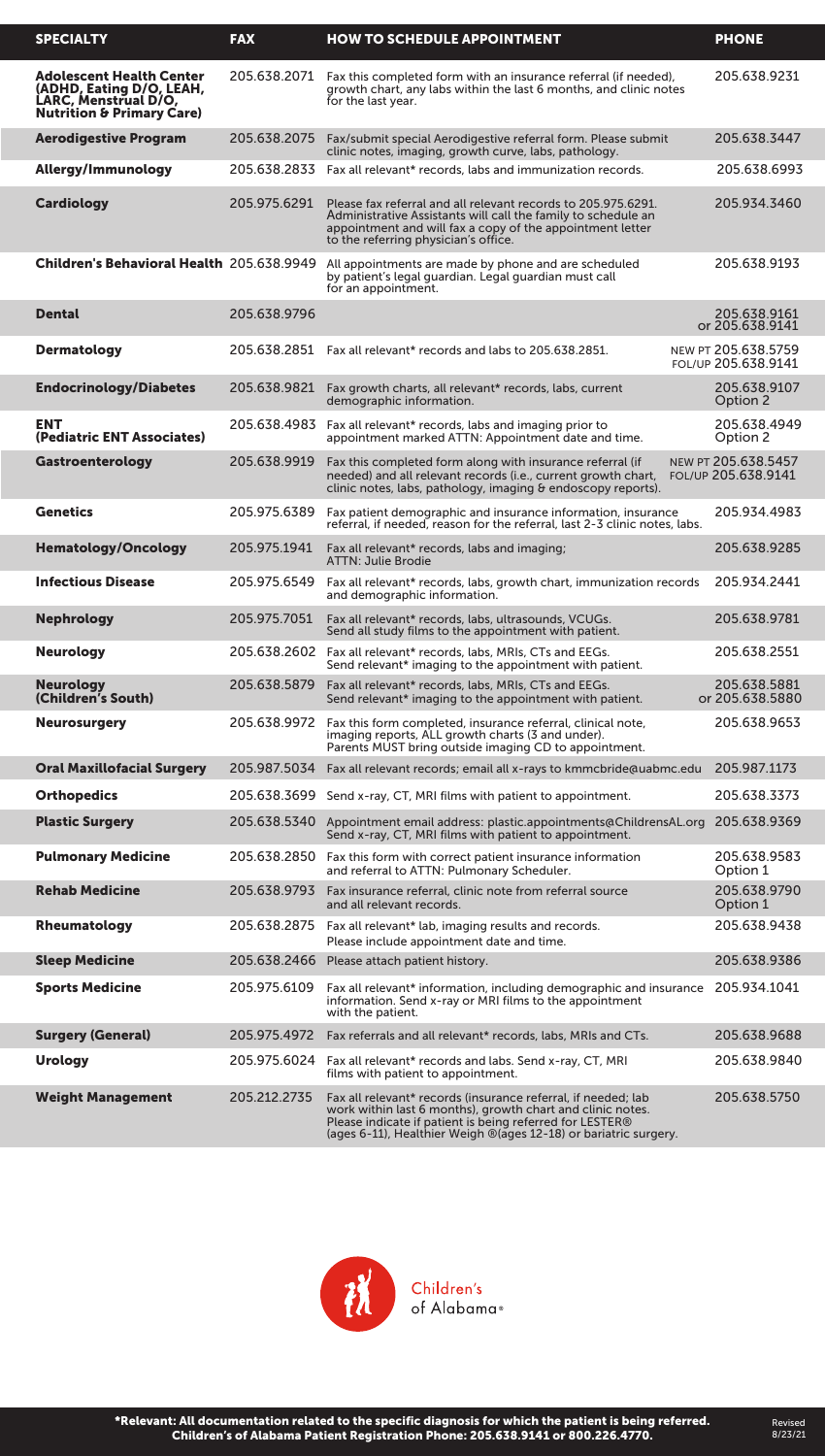| SPECIALTY | FAX | HOW TO SCHEDULE APPOINTMENT | PHONE |
|---|---|---|---|
| **Adolescent Health Center (ADHD, Eating D/O, LEAH, LARC, Menstrual D/O, Nutrition & Primary Care)** | 205.638.2071 | Fax this completed form with an insurance referral (if needed), growth chart, any labs within the last 6 months, and clinic notes for the last year. | 205.638.9231 |
| **Aerodigestive Program** | 205.638.2075 | Fax/submit special Aerodigestive referral form. Please submit clinic notes, imaging, growth curve, labs, pathology. | 205.638.3447 |
| **Allergy/Immunology** | 205.638.2833 | Fax all relevant* records, labs and immunization records. | 205.638.6993 |
| **Cardiology** | 205.975.6291 | Please fax referral and all relevant records to 205.975.6291. Administrative Assistants will call the family to schedule an appointment and will fax a copy of the appointment letter to the referring physician's office. | 205.934.3460 |
| **Children's Behavioral Health** | 205.638.9949 | All appointments are made by phone and are scheduled by patient's legal guardian. Legal guardian must call for an appointment. | 205.638.9193 |
| **Dental** | 205.638.9796 | | 205.638.9161 or 205.638.9141 |
| **Dermatology** | 205.638.2851 | Fax all relevant* records and labs to 205.638.2851. | NEW PT 205.638.5759 FOL/UP 205.638.9141 |
| **Endocrinology/Diabetes** | 205.638.9821 | Fax growth charts, all relevant* records, labs, current demographic information. | 205.638.9107 Option 2 |
| **ENT (Pediatric ENT Associates)** | 205.638.4983 | Fax all relevant* records, labs and imaging prior to appointment marked ATTN: Appointment date and time. | 205.638.4949 Option 2 |
| **Gastroenterology** | 205.638.9919 | Fax this completed form along with insurance referral (if needed) and all relevant records (i.e., current growth chart, clinic notes, labs, pathology, imaging & endoscopy reports). | NEW PT 205.638.5457 FOL/UP 205.638.9141 |
| **Genetics** | 205.975.6389 | Fax patient demographic and insurance information, insurance referral, if needed, reason for the referral, last 2-3 clinic notes, labs. | 205.934.4983 |
| **Hematology/Oncology** | 205.975.1941 | Fax all relevant* records, labs and imaging; ATTN: Julie Brodie | 205.638.9285 |
| **Infectious Disease** | 205.975.6549 | Fax all relevant* records, labs, growth chart, immunization records and demographic information. | 205.934.2441 |
| **Nephrology** | 205.975.7051 | Fax all relevant* records, labs, ultrasounds, VCUGs. Send all study films to the appointment with patient. | 205.638.9781 |
| **Neurology** | 205.638.2602 | Fax all relevant* records, labs, MRIs, CTs and EEGs. Send relevant* imaging to the appointment with patient. | 205.638.2551 |
| **Neurology (Children's South)** | 205.638.5879 | Fax all relevant* records, labs, MRIs, CTs and EEGs. Send relevant* imaging to the appointment with patient. | 205.638.5881 or 205.638.5880 |
| **Neurosurgery** | 205.638.9972 | Fax this form completed, insurance referral, clinical note, imaging reports, ALL growth charts (3 and under). Parents MUST bring outside imaging CD to appointment. | 205.638.9653 |
| **Oral Maxillofacial Surgery** | 205.987.5034 | Fax all relevant records; email all x-rays to kmmcbride@uabmc.edu | 205.987.1173 |
| **Orthopedics** | 205.638.3699 | Send x-ray, CT, MRI films with patient to appointment. | 205.638.3373 |
| **Plastic Surgery** | 205.638.5340 | Appointment email address: plastic.appointments@ChildrensAL.org Send x-ray, CT, MRI films with patient to appointment. | 205.638.9369 |
| **Pulmonary Medicine** | 205.638.2850 | Fax this form with correct patient insurance information and referral to ATTN: Pulmonary Scheduler. | 205.638.9583 Option 2 |
| **Rehab Medicine** | 205.638.9793 | Fax insurance referral, clinic note from referral source and all relevant records. | 205.638.9790 Option 1 |
| **Rheumatology** | 205.638.2875 | Fax all relevant* lab, imaging results and records. Please include appointment date and time. | 205.638.9438 |
| **Sleep Medicine** | 205.638.2466 | Please attach patient history. | 205.638.9386 |
| **Sports Medicine** | 205.975.6109 | Fax all relevant* information, including demographic and insurance information. Send x-ray or MRI films to the appointment with the patient. | 205.934.1041 |
| **Surgery (General)** | 205.975.4972 | Fax referrals and all relevant* records, labs, MRIs and CTs. | 205.638.9688 |
| **Urology** | 205.975.6024 | Fax all relevant* records and labs. Send x-ray, CT, MRI films with patient to appointment. | 205.638.9840 |
| **Weight Management** | 205.212.2735 | Fax all relevant* records (insurance referral, if needed; lab work within last 6 months, growth chart and clinic notes. Please indicate if patient is being referred for LESTER® (ages 6-11), Healthier Weigh ®(ages 12-18) or bariatric surgery. | 205.638.5750 |

Children's of Alabama®

**\*Relevant: All documentation related to the specific diagnosis for which the patient is being referred. Children's of Alabama Patient Registration Phone: 205.638.9141 or 800.226.4770.**

Revised 8/23/21